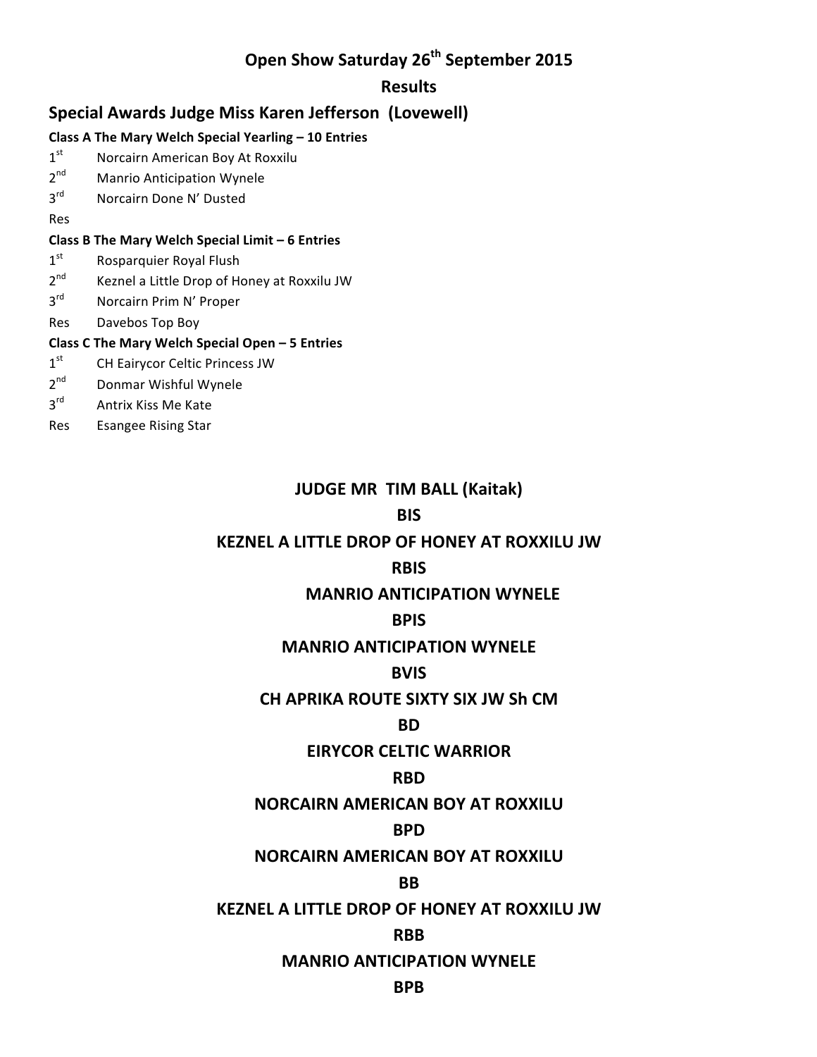# Open Show Saturday 26th September 2015

## Results

## Special Awards Judge Miss Karen Jefferson (Lovewell)

**Class A The Mary Welch Special Yearling – 10 Entries**

1st Norcairn American Boy At Roxxilu
2nd Manrio Anticipation Wynele
3rd Norcairn Done N' Dusted
Res

**Class B The Mary Welch Special Limit – 6 Entries**

1st Rosparquier Royal Flush
2nd Keznel a Little Drop of Honey at Roxxilu JW
3rd Norcairn Prim N' Proper
Res Davebos Top Boy

**Class C The Mary Welch Special Open – 5 Entries**

1st CH Eairycor Celtic Princess JW
2nd Donmar Wishful Wynele
3rd Antrix Kiss Me Kate
Res Esangee Rising Star

**JUDGE MR TIM BALL (Kaitak)**

**BIS**

**KEZNEL A LITTLE DROP OF HONEY AT ROXXILU JW**

**RBIS**

**MANRIO ANTICIPATION WYNELE**

**BPIS**

**MANRIO ANTICIPATION WYNELE**

**BVIS**

**CH APRIKA ROUTE SIXTY SIX JW Sh CM**

**BD**

**EIRYCOR CELTIC WARRIOR**

**RBD**

**NORCAIRN AMERICAN BOY AT ROXXILU**

**BPD**

**NORCAIRN AMERICAN BOY AT ROXXILU**

**BB**

**KEZNEL A LITTLE DROP OF HONEY AT ROXXILU JW**

**RBB**

**MANRIO ANTICIPATION WYNELE**

**BPB**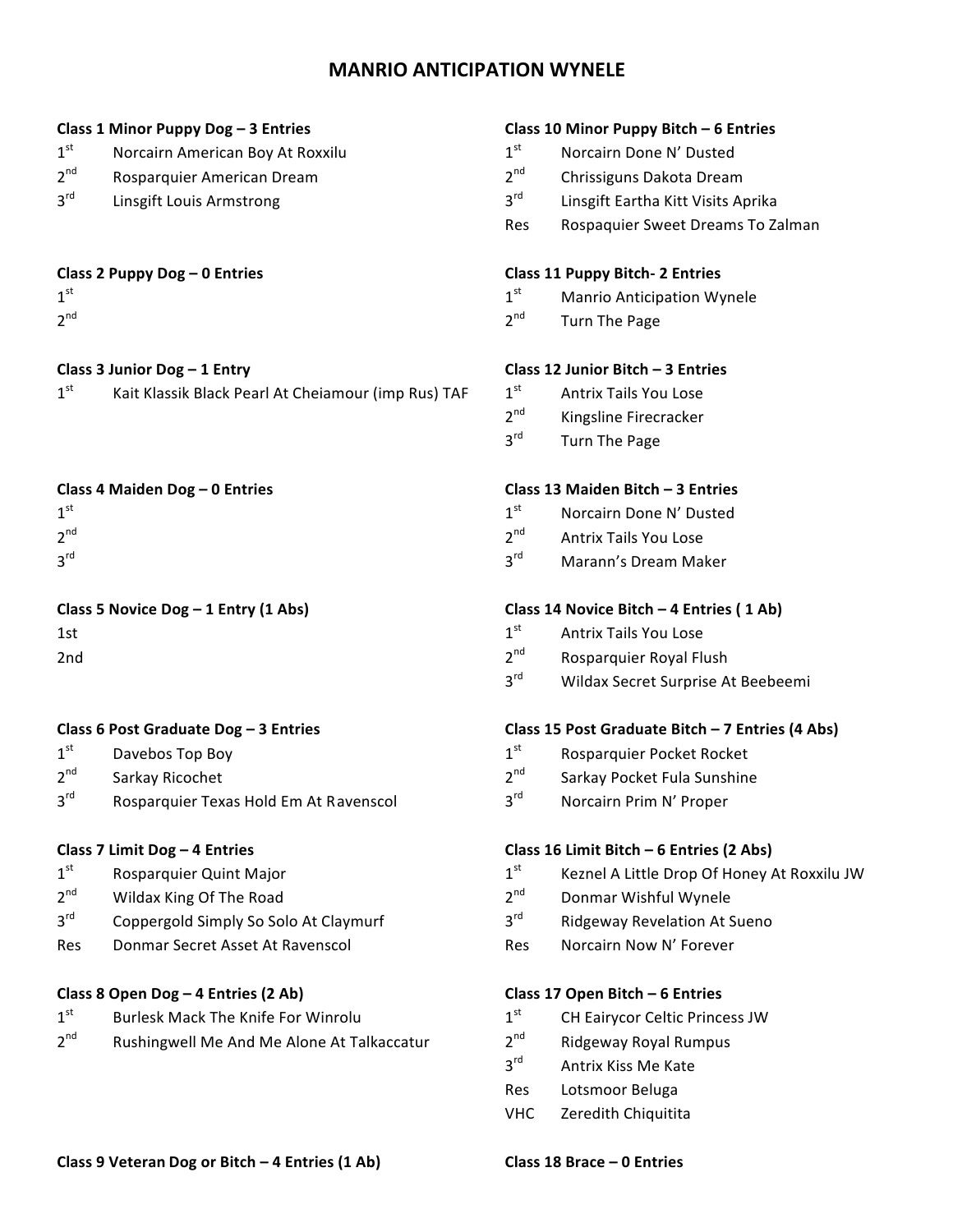# MANRIO ANTICIPATION WYNELE

**Class 1 Minor Puppy Dog – 3 Entries**

1st Norcairn American Boy At Roxxilu
2nd Rosparquier American Dream
3rd Linsgift Louis Armstrong

**Class 2 Puppy Dog – 0 Entries**

1st
2nd

**Class 3 Junior Dog – 1 Entry**

1st Kait Klassik Black Pearl At Cheiamour (imp Rus) TAF

**Class 4 Maiden Dog – 0 Entries**

1st
2nd
3rd

**Class 5 Novice Dog – 1 Entry (1 Abs)**

1st
2nd

**Class 6 Post Graduate Dog – 3 Entries**

1st Davebos Top Boy
2nd Sarkay Ricochet
3rd Rosparquier Texas Hold Em At Ravenscol

**Class 7 Limit Dog – 4 Entries**

1st Rosparquier Quint Major
2nd Wildax King Of The Road
3rd Coppergold Simply So Solo At Claymurf
Res Donmar Secret Asset At Ravenscol

**Class 8 Open Dog – 4 Entries (2 Ab)**

1st Burlesk Mack The Knife For Winrolu
2nd Rushingwell Me And Me Alone At Talkaccatur

**Class 9 Veteran Dog or Bitch – 4 Entries (1 Ab)**

**Class 10 Minor Puppy Bitch – 6 Entries**

1st Norcairn Done N' Dusted
2nd Chrissiguns Dakota Dream
3rd Linsgift Eartha Kitt Visits Aprika
Res Rospaquier Sweet Dreams To Zalman

**Class 11 Puppy Bitch- 2 Entries**

1st Manrio Anticipation Wynele
2nd Turn The Page

**Class 12 Junior Bitch – 3 Entries**

1st Antrix Tails You Lose
2nd Kingsline Firecracker
3rd Turn The Page

**Class 13 Maiden Bitch – 3 Entries**

1st Norcairn Done N' Dusted
2nd Antrix Tails You Lose
3rd Marann's Dream Maker

**Class 14 Novice Bitch – 4 Entries ( 1 Ab)**

1st Antrix Tails You Lose
2nd Rosparquier Royal Flush
3rd Wildax Secret Surprise At Beebeemi

**Class 15 Post Graduate Bitch – 7 Entries (4 Abs)**

1st Rosparquier Pocket Rocket
2nd Sarkay Pocket Fula Sunshine
3rd Norcairn Prim N' Proper

**Class 16 Limit Bitch – 6 Entries (2 Abs)**

1st Keznel A Little Drop Of Honey At Roxxilu JW
2nd Donmar Wishful Wynele
3rd Ridgeway Revelation At Sueno
Res Norcairn Now N' Forever

**Class 17 Open Bitch – 6 Entries**

1st CH Eairycor Celtic Princess JW
2nd Ridgeway Royal Rumpus
3rd Antrix Kiss Me Kate
Res Lotsmoor Beluga
VHC Zeredith Chiquitita

**Class 18 Brace – 0 Entries**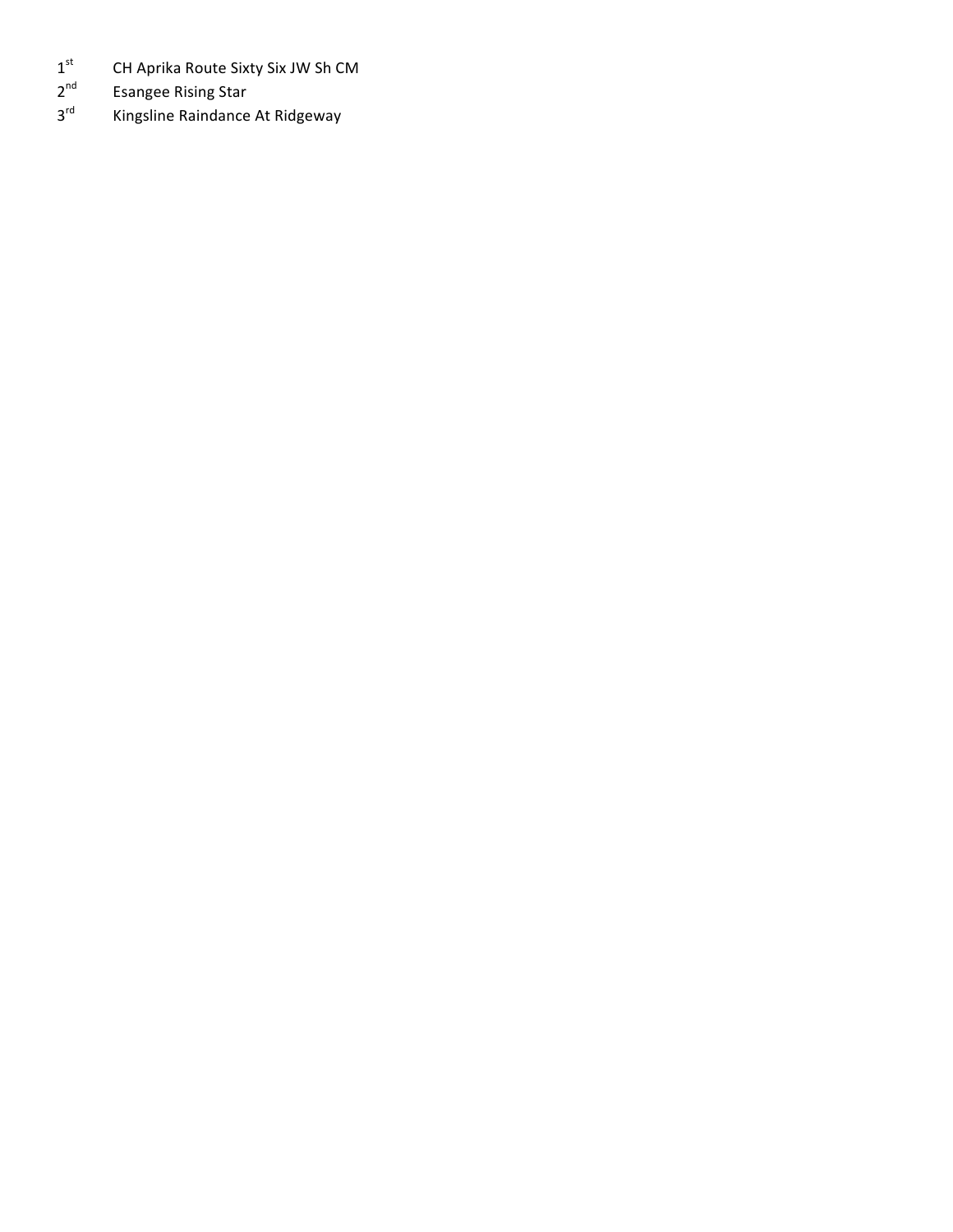1st CH Aprika Route Sixty Six JW Sh CM
2nd Esangee Rising Star
3rd Kingsline Raindance At Ridgeway